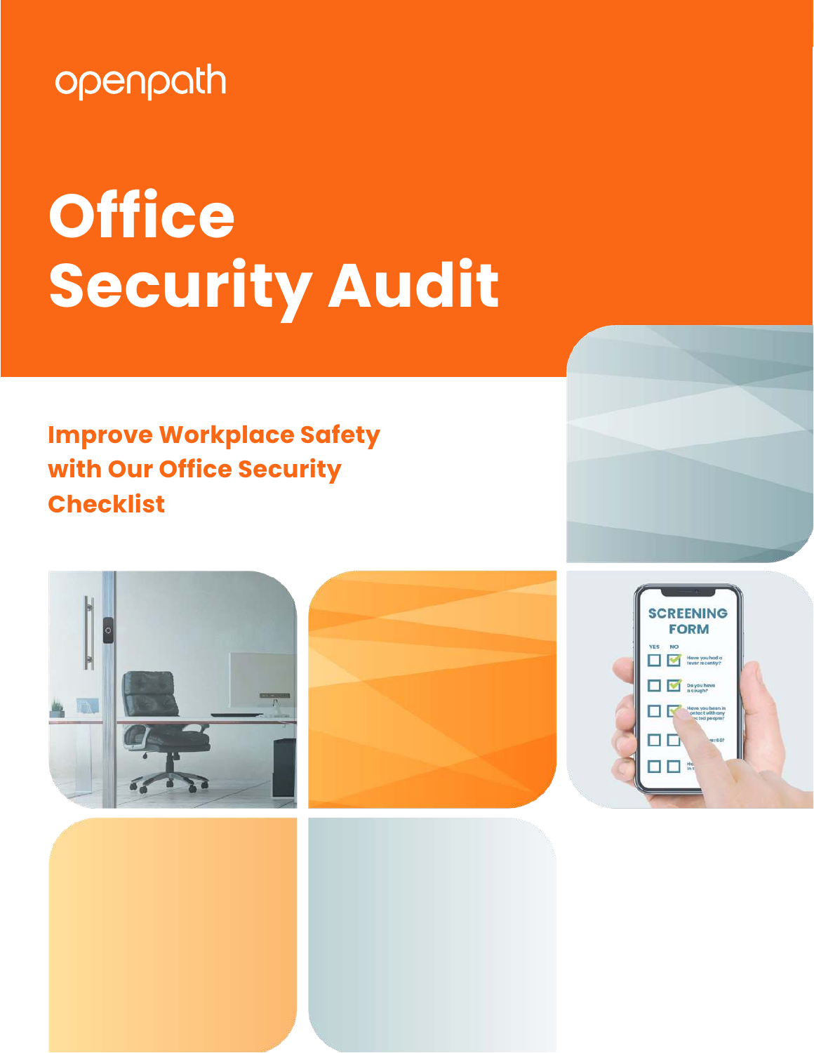openpath

# Office Security Audit

## Improve Workplace Safety with Our Office Security Checklist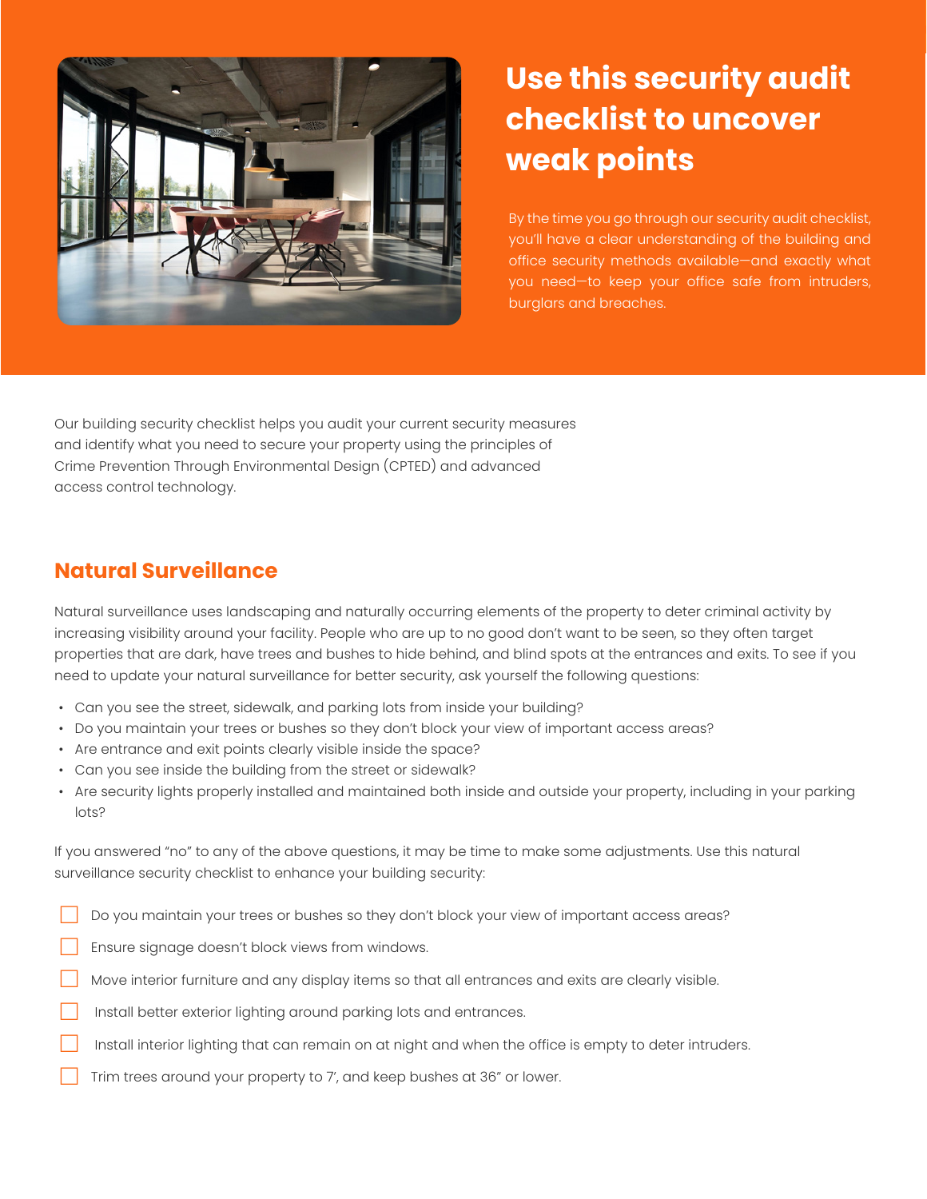# Use this security audit checklist to uncover weak points

By the time you go through our security audit checklist, you'll have a clear understanding of the building and office security methods available—and exactly what you need—to keep your office safe from intruders, burglars and breaches.

Our building security checklist helps you audit your current security measures and identify what you need to secure your property using the principles of Crime Prevention Through Environmental Design (CPTED) and advanced access control technology.

## Natural Surveillance

Natural surveillance uses landscaping and naturally occurring elements of the property to deter criminal activity by increasing visibility around your facility. People who are up to no good don't want to be seen, so they often target properties that are dark, have trees and bushes to hide behind, and blind spots at the entrances and exits. To see if you need to update your natural surveillance for better security, ask yourself the following questions:

- Can you see the street, sidewalk, and parking lots from inside your building?
- Do you maintain your trees or bushes so they don't block your view of important access areas?
- Are entrance and exit points clearly visible inside the space?
- Can you see inside the building from the street or sidewalk?
- Are security lights properly installed and maintained both inside and outside your property, including in your parking lots?

If you answered "no" to any of the above questions, it may be time to make some adjustments. Use this natural surveillance security checklist to enhance your building security:

- [ ] Do you maintain your trees or bushes so they don't block your view of important access areas?
- [ ] Ensure signage doesn't block views from windows.
- [ ] Move interior furniture and any display items so that all entrances and exits are clearly visible.
- [ ] Install better exterior lighting around parking lots and entrances.
- [ ] Install interior lighting that can remain on at night and when the office is empty to deter intruders.
- [ ] Trim trees around your property to 7', and keep bushes at 36" or lower.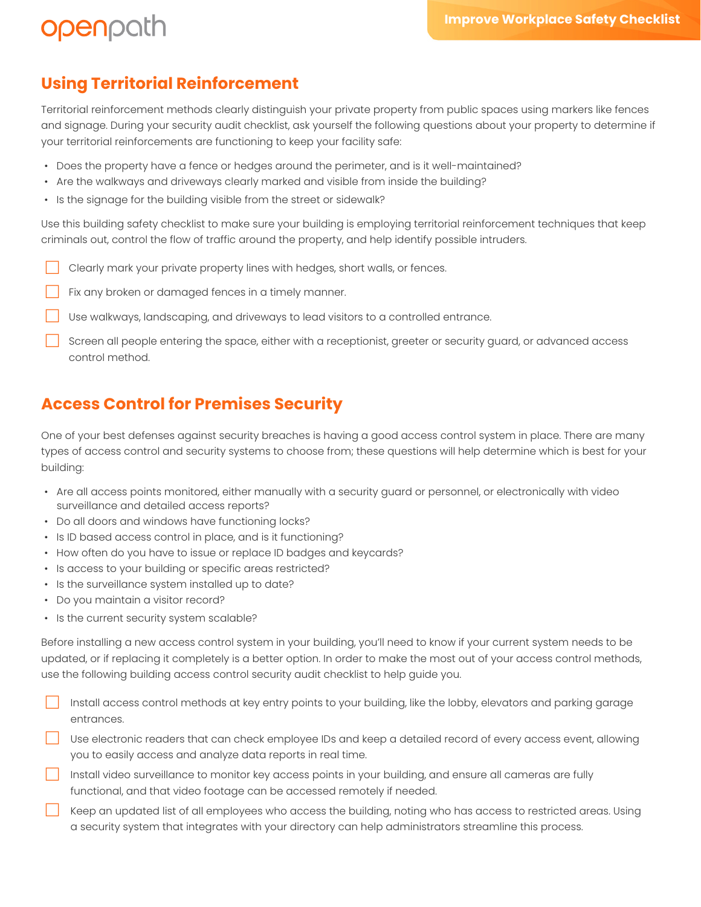## Using Territorial Reinforcement

Territorial reinforcement methods clearly distinguish your private property from public spaces using markers like fences and signage. During your security audit checklist, ask yourself the following questions about your property to determine if your territorial reinforcements are functioning to keep your facility safe:

- Does the property have a fence or hedges around the perimeter, and is it well-maintained?
- Are the walkways and driveways clearly marked and visible from inside the building?
- Is the signage for the building visible from the street or sidewalk?

Use this building safety checklist to make sure your building is employing territorial reinforcement techniques that keep criminals out, control the flow of traffic around the property, and help identify possible intruders.

- [ ] Clearly mark your private property lines with hedges, short walls, or fences.
- [ ] Fix any broken or damaged fences in a timely manner.
- [ ] Use walkways, landscaping, and driveways to lead visitors to a controlled entrance.
- [ ] Screen all people entering the space, either with a receptionist, greeter or security guard, or advanced access control method.

## Access Control for Premises Security

One of your best defenses against security breaches is having a good access control system in place. There are many types of access control and security systems to choose from; these questions will help determine which is best for your building:

- Are all access points monitored, either manually with a security guard or personnel, or electronically with video surveillance and detailed access reports?
- Do all doors and windows have functioning locks?
- Is ID based access control in place, and is it functioning?
- How often do you have to issue or replace ID badges and keycards?
- Is access to your building or specific areas restricted?
- Is the surveillance system installed up to date?
- Do you maintain a visitor record?
- Is the current security system scalable?

Before installing a new access control system in your building, you'll need to know if your current system needs to be updated, or if replacing it completely is a better option. In order to make the most out of your access control methods, use the following building access control security audit checklist to help guide you.

- [ ] Install access control methods at key entry points to your building, like the lobby, elevators and parking garage entrances.
- [ ] Use electronic readers that can check employee IDs and keep a detailed record of every access event, allowing you to easily access and analyze data reports in real time.
- [ ] Install video surveillance to monitor key access points in your building, and ensure all cameras are fully functional, and that video footage can be accessed remotely if needed.
- [ ] Keep an updated list of all employees who access the building, noting who has access to restricted areas. Using a security system that integrates with your directory can help administrators streamline this process.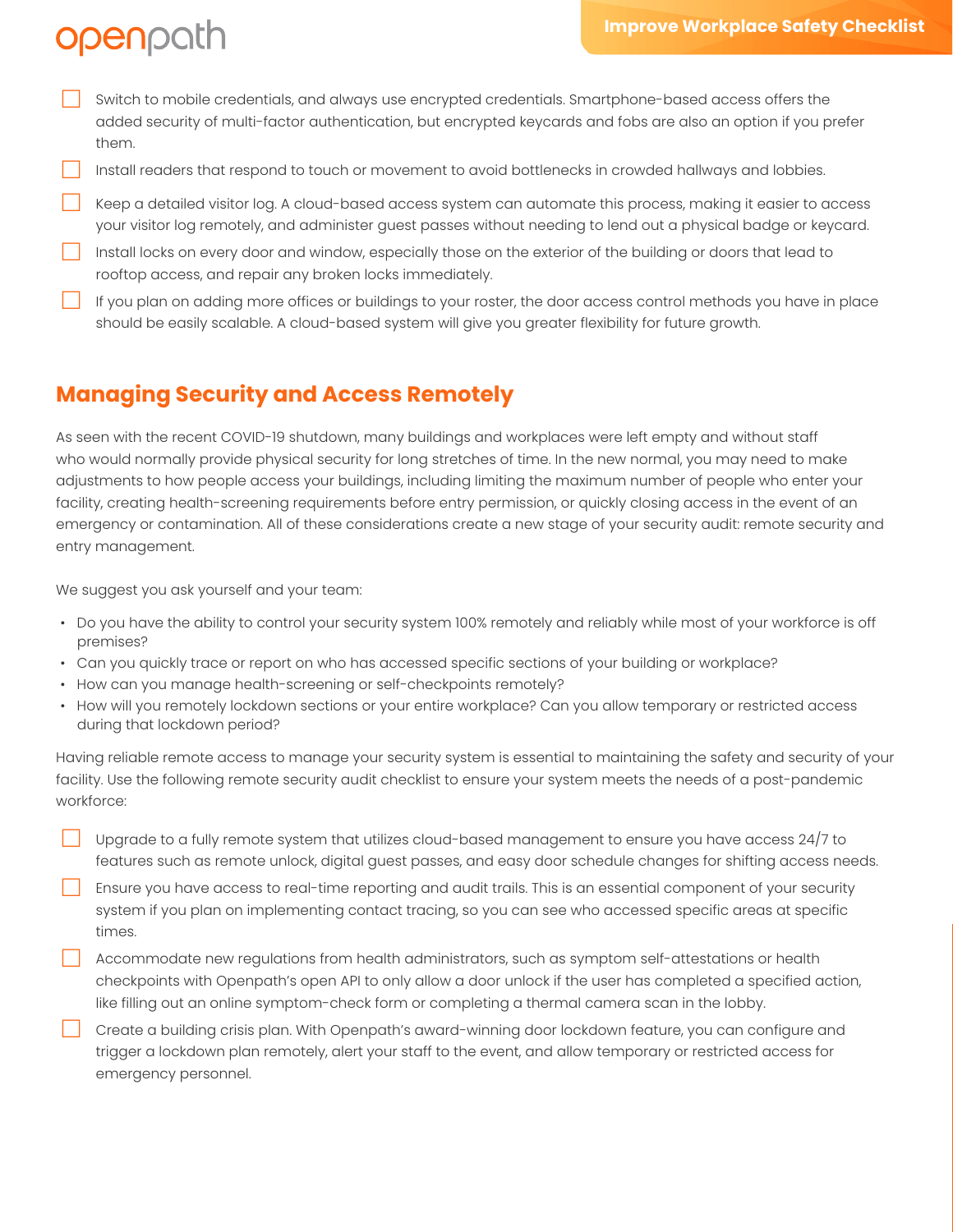- [ ] Switch to mobile credentials, and always use encrypted credentials. Smartphone-based access offers the added security of multi-factor authentication, but encrypted keycards and fobs are also an option if you prefer them.
- [ ] Install readers that respond to touch or movement to avoid bottlenecks in crowded hallways and lobbies.
- [ ] Keep a detailed visitor log. A cloud-based access system can automate this process, making it easier to access your visitor log remotely, and administer guest passes without needing to lend out a physical badge or keycard.
- [ ] Install locks on every door and window, especially those on the exterior of the building or doors that lead to rooftop access, and repair any broken locks immediately.
- [ ] If you plan on adding more offices or buildings to your roster, the door access control methods you have in place should be easily scalable. A cloud-based system will give you greater flexibility for future growth.

## Managing Security and Access Remotely

As seen with the recent COVID-19 shutdown, many buildings and workplaces were left empty and without staff who would normally provide physical security for long stretches of time. In the new normal, you may need to make adjustments to how people access your buildings, including limiting the maximum number of people who enter your facility, creating health-screening requirements before entry permission, or quickly closing access in the event of an emergency or contamination. All of these considerations create a new stage of your security audit: remote security and entry management.

We suggest you ask yourself and your team:

- Do you have the ability to control your security system 100% remotely and reliably while most of your workforce is off premises?
- Can you quickly trace or report on who has accessed specific sections of your building or workplace?
- How can you manage health-screening or self-checkpoints remotely?
- How will you remotely lockdown sections or your entire workplace? Can you allow temporary or restricted access during that lockdown period?

Having reliable remote access to manage your security system is essential to maintaining the safety and security of your facility. Use the following remote security audit checklist to ensure your system meets the needs of a post-pandemic workforce:

- [ ] Upgrade to a fully remote system that utilizes cloud-based management to ensure you have access 24/7 to features such as remote unlock, digital guest passes, and easy door schedule changes for shifting access needs.
- [ ] Ensure you have access to real-time reporting and audit trails. This is an essential component of your security system if you plan on implementing contact tracing, so you can see who accessed specific areas at specific times.
- [ ] Accommodate new regulations from health administrators, such as symptom self-attestations or health checkpoints with Openpath's open API to only allow a door unlock if the user has completed a specified action, like filling out an online symptom-check form or completing a thermal camera scan in the lobby.
- [ ] Create a building crisis plan. With Openpath's award-winning door lockdown feature, you can configure and trigger a lockdown plan remotely, alert your staff to the event, and allow temporary or restricted access for emergency personnel.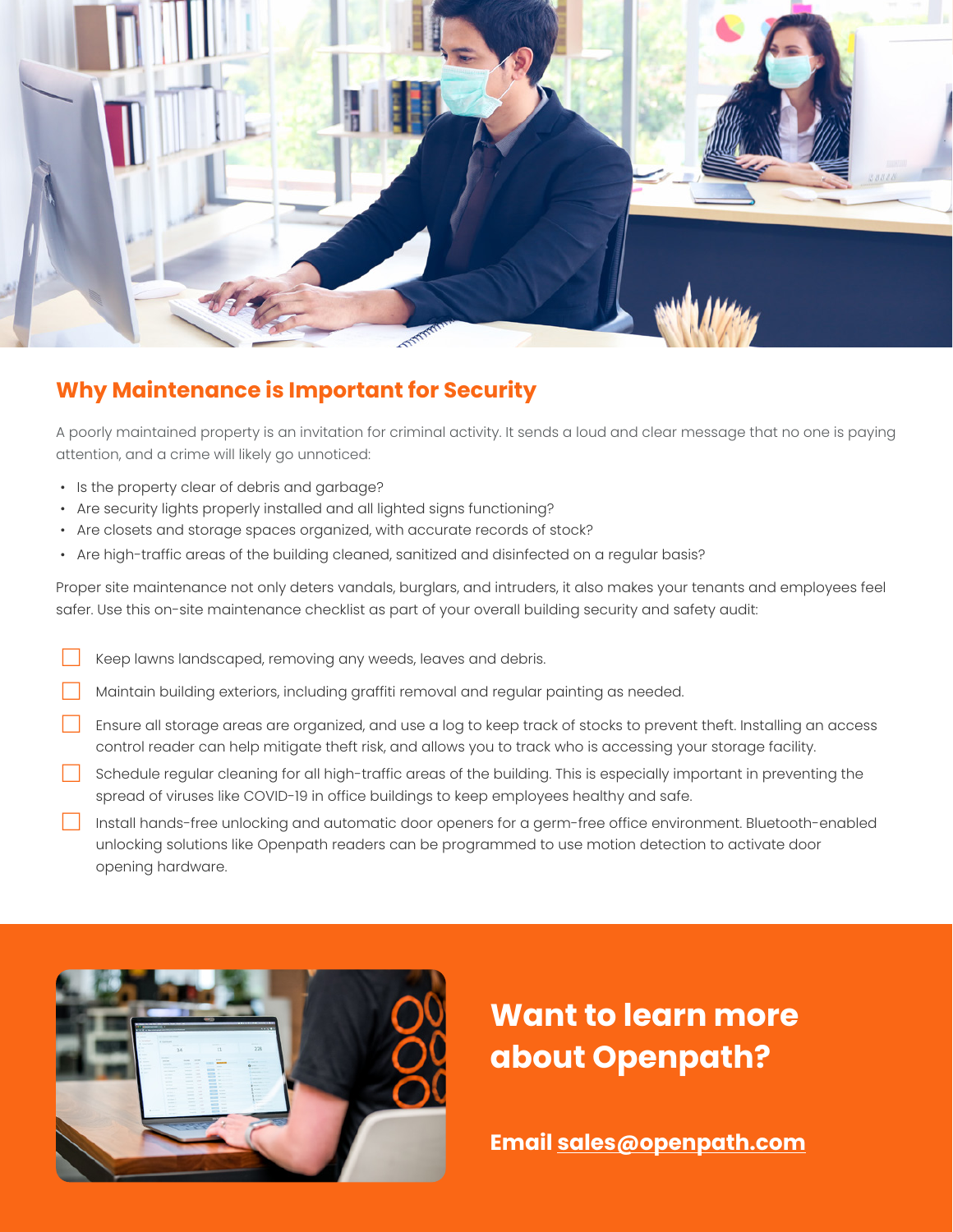## Why Maintenance is Important for Security

A poorly maintained property is an invitation for criminal activity. It sends a loud and clear message that no one is paying attention, and a crime will likely go unnoticed:

- Is the property clear of debris and garbage?
- Are security lights properly installed and all lighted signs functioning?
- Are closets and storage spaces organized, with accurate records of stock?
- Are high-traffic areas of the building cleaned, sanitized and disinfected on a regular basis?

Proper site maintenance not only deters vandals, burglars, and intruders, it also makes your tenants and employees feel safer. Use this on-site maintenance checklist as part of your overall building security and safety audit:

- [ ] Keep lawns landscaped, removing any weeds, leaves and debris.
- [ ] Maintain building exteriors, including graffiti removal and regular painting as needed.
- [ ] Ensure all storage areas are organized, and use a log to keep track of stocks to prevent theft. Installing an access control reader can help mitigate theft risk, and allows you to track who is accessing your storage facility.
- [ ] Schedule regular cleaning for all high-traffic areas of the building. This is especially important in preventing the spread of viruses like COVID-19 in office buildings to keep employees healthy and safe.
- [ ] Install hands-free unlocking and automatic door openers for a germ-free office environment. Bluetooth-enabled unlocking solutions like Openpath readers can be programmed to use motion detection to activate door opening hardware.

## Want to learn more about Openpath?

**Email sales@openpath.com**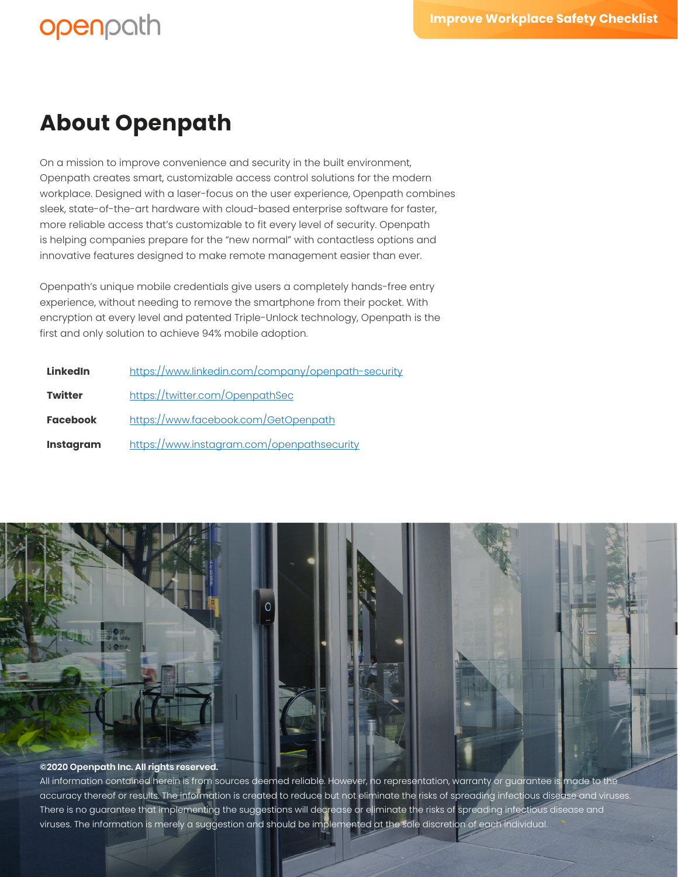# About Openpath

On a mission to improve convenience and security in the built environment, Openpath creates smart, customizable access control solutions for the modern workplace. Designed with a laser-focus on the user experience, Openpath combines sleek, state-of-the-art hardware with cloud-based enterprise software for faster, more reliable access that's customizable to fit every level of security. Openpath is helping companies prepare for the "new normal" with contactless options and innovative features designed to make remote management easier than ever.

Openpath's unique mobile credentials give users a completely hands-free entry experience, without needing to remove the smartphone from their pocket. With encryption at every level and patented Triple-Unlock technology, Openpath is the first and only solution to achieve 94% mobile adoption.

| | |
|---|---|
| **LinkedIn** | https://www.linkedin.com/company/openpath-security |
| **Twitter** | https://twitter.com/OpenpathSec |
| **Facebook** | https://www.facebook.com/GetOpenpath |
| **Instagram** | https://www.instagram.com/openpathsecurity |

**©2020 Openpath Inc. All rights reserved.**
All information contained herein is from sources deemed reliable. However, no representation, warranty or guarantee is made to the accuracy thereof or results. The information is created to reduce but not eliminate the risks of spreading infectious disease and viruses. There is no guarantee that implementing the suggestions will decrease or eliminate the risks of spreading infectious disease and viruses. The information is merely a suggestion and should be implemented at the sole discretion of each individual.